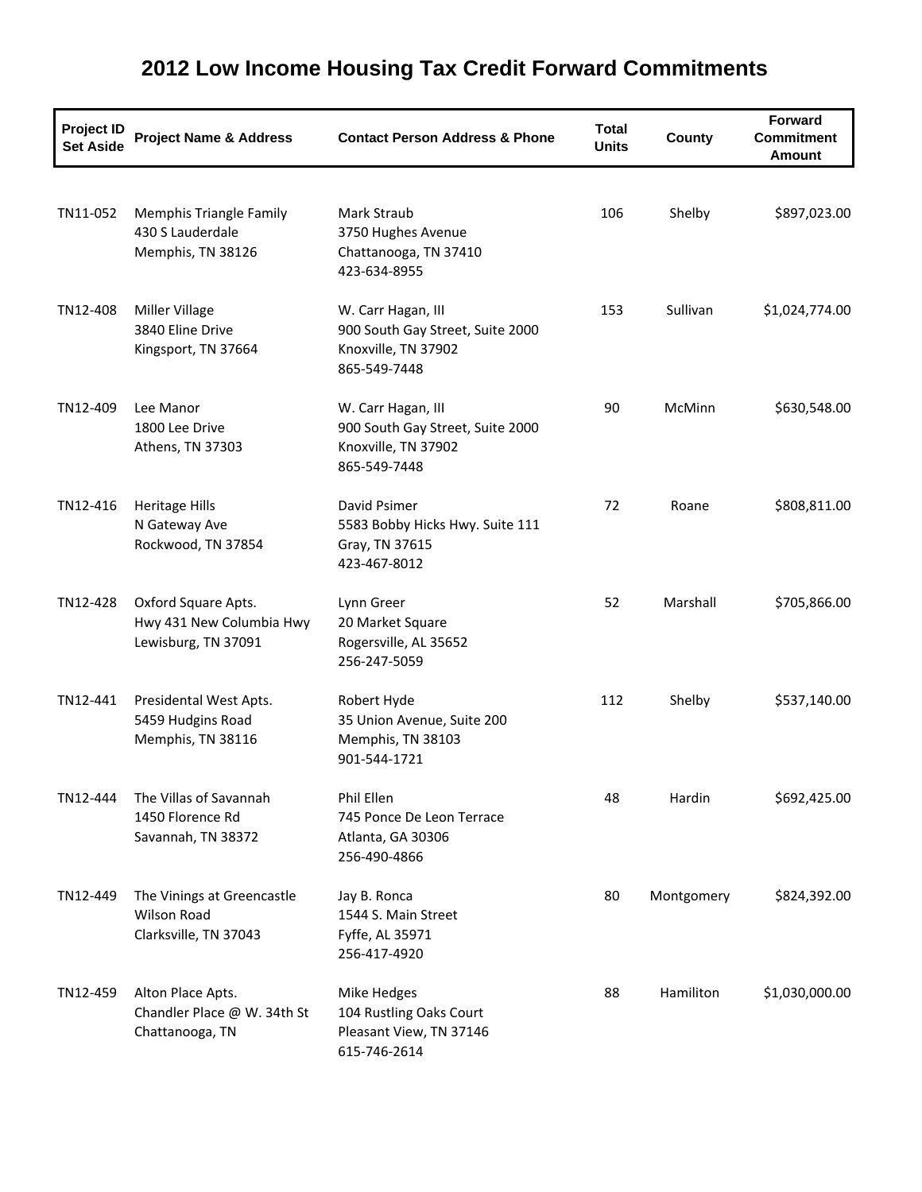# 2012 Low Income Housing Tax Credit Forward Commitments

| Project ID Set Aside | Project Name & Address | Contact Person Address & Phone | Total Units | County | Forward Commitment Amount |
|---|---|---|---|---|---|
| TN11-052 | Memphis Triangle Family<br>430 S Lauderdale<br>Memphis, TN 38126 | Mark Straub<br>3750 Hughes Avenue<br>Chattanooga, TN 37410<br>423-634-8955 | 106 | Shelby | $897,023.00 |
| TN12-408 | Miller Village<br>3840 Eline Drive<br>Kingsport, TN 37664 | W. Carr Hagan, III<br>900 South Gay Street, Suite 2000<br>Knoxville, TN 37902<br>865-549-7448 | 153 | Sullivan | $1,024,774.00 |
| TN12-409 | Lee Manor<br>1800 Lee Drive<br>Athens, TN 37303 | W. Carr Hagan, III<br>900 South Gay Street, Suite 2000<br>Knoxville, TN 37902<br>865-549-7448 | 90 | McMinn | $630,548.00 |
| TN12-416 | Heritage Hills<br>N Gateway Ave<br>Rockwood, TN 37854 | David Psimer<br>5583 Bobby Hicks Hwy. Suite 111<br>Gray, TN 37615<br>423-467-8012 | 72 | Roane | $808,811.00 |
| TN12-428 | Oxford Square Apts.<br>Hwy 431 New Columbia Hwy<br>Lewisburg, TN 37091 | Lynn Greer<br>20 Market Square<br>Rogersville, AL 35652<br>256-247-5059 | 52 | Marshall | $705,866.00 |
| TN12-441 | Presidental West Apts.<br>5459 Hudgins Road<br>Memphis, TN 38116 | Robert Hyde<br>35 Union Avenue, Suite 200<br>Memphis, TN 38103<br>901-544-1721 | 112 | Shelby | $537,140.00 |
| TN12-444 | The Villas of Savannah<br>1450 Florence Rd<br>Savannah, TN 38372 | Phil Ellen<br>745 Ponce De Leon Terrace<br>Atlanta, GA 30306<br>256-490-4866 | 48 | Hardin | $692,425.00 |
| TN12-449 | The Vinings at Greencastle<br>Wilson Road<br>Clarksville, TN 37043 | Jay B. Ronca<br>1544 S. Main Street<br>Fyffe, AL 35971<br>256-417-4920 | 80 | Montgomery | $824,392.00 |
| TN12-459 | Alton Place Apts.<br>Chandler Place @ W. 34th St<br>Chattanooga, TN | Mike Hedges<br>104 Rustling Oaks Court<br>Pleasant View, TN 37146<br>615-746-2614 | 88 | Hamiliton | $1,030,000.00 |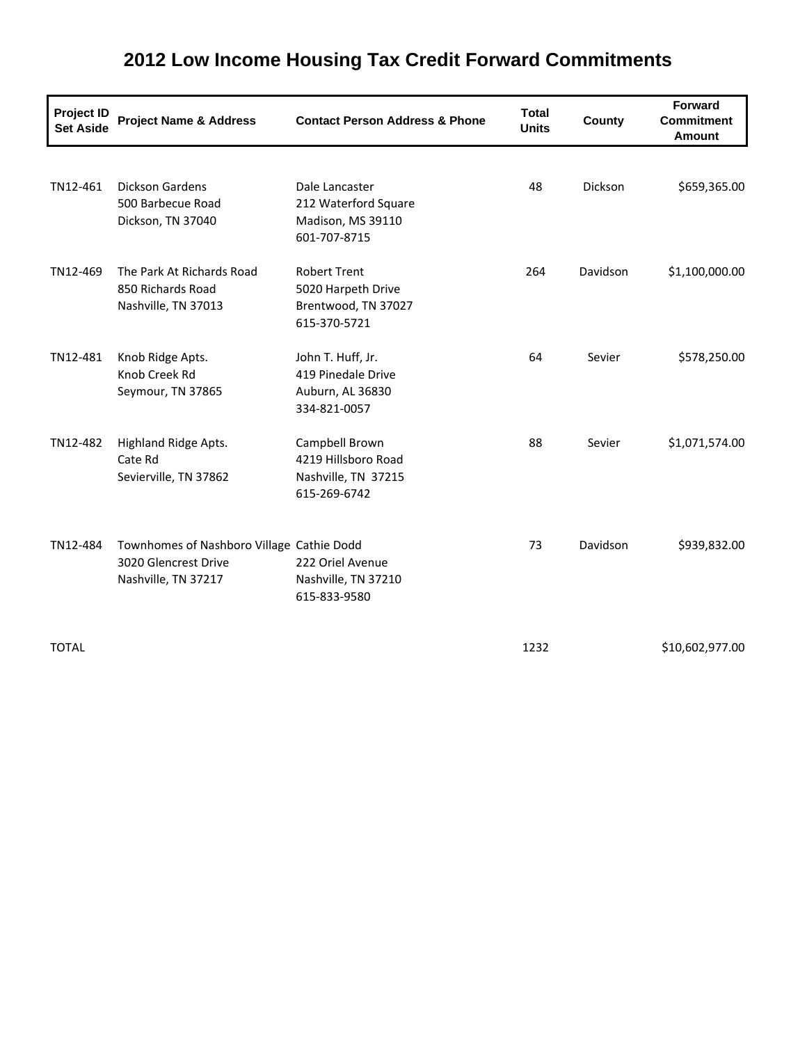# 2012 Low Income Housing Tax Credit Forward Commitments

| Project ID Set Aside | Project Name & Address | Contact Person Address & Phone | Total Units | County | Forward Commitment Amount |
|---|---|---|---|---|---|
| TN12-461 | Dickson Gardens<br>500 Barbecue Road<br>Dickson, TN 37040 | Dale Lancaster<br>212 Waterford Square<br>Madison, MS 39110<br>601-707-8715 | 48 | Dickson | $659,365.00 |
| TN12-469 | The Park At Richards Road<br>850 Richards Road<br>Nashville, TN 37013 | Robert Trent<br>5020 Harpeth Drive<br>Brentwood, TN 37027<br>615-370-5721 | 264 | Davidson | $1,100,000.00 |
| TN12-481 | Knob Ridge Apts.<br>Knob Creek Rd<br>Seymour, TN 37865 | John T. Huff, Jr.<br>419 Pinedale Drive<br>Auburn, AL 36830<br>334-821-0057 | 64 | Sevier | $578,250.00 |
| TN12-482 | Highland Ridge Apts.<br>Cate Rd<br>Sevierville, TN 37862 | Campbell Brown<br>4219 Hillsboro Road<br>Nashville, TN 37215<br>615-269-6742 | 88 | Sevier | $1,071,574.00 |
| TN12-484 | Townhomes of Nashboro Village<br>3020 Glencrest Drive<br>Nashville, TN 37217 | Cathie Dodd<br>222 Oriel Avenue<br>Nashville, TN 37210<br>615-833-9580 | 73 | Davidson | $939,832.00 |
| TOTAL | | | 1232 | | $10,602,977.00 |